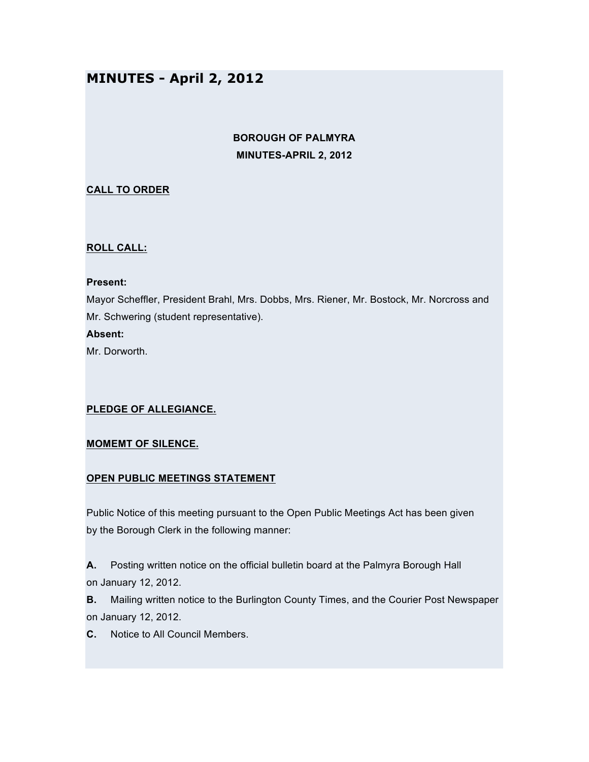# MINUTES - April 2, 2012

**BOROUGH OF PALMYRA**
**MINUTES-APRIL 2, 2012**

**CALL TO ORDER**

**ROLL CALL:**

**Present:**
Mayor Scheffler, President Brahl, Mrs. Dobbs, Mrs. Riener, Mr. Bostock, Mr. Norcross and Mr. Schwering (student representative).
**Absent:**
Mr. Dorworth.

**PLEDGE OF ALLEGIANCE.**

**MOMEMT OF SILENCE.**

**OPEN PUBLIC MEETINGS STATEMENT**

Public Notice of this meeting pursuant to the Open Public Meetings Act has been given by the Borough Clerk in the following manner:

**A.** Posting written notice on the official bulletin board at the Palmyra Borough Hall on January 12, 2012.
**B.** Mailing written notice to the Burlington County Times, and the Courier Post Newspaper on January 12, 2012.
**C.** Notice to All Council Members.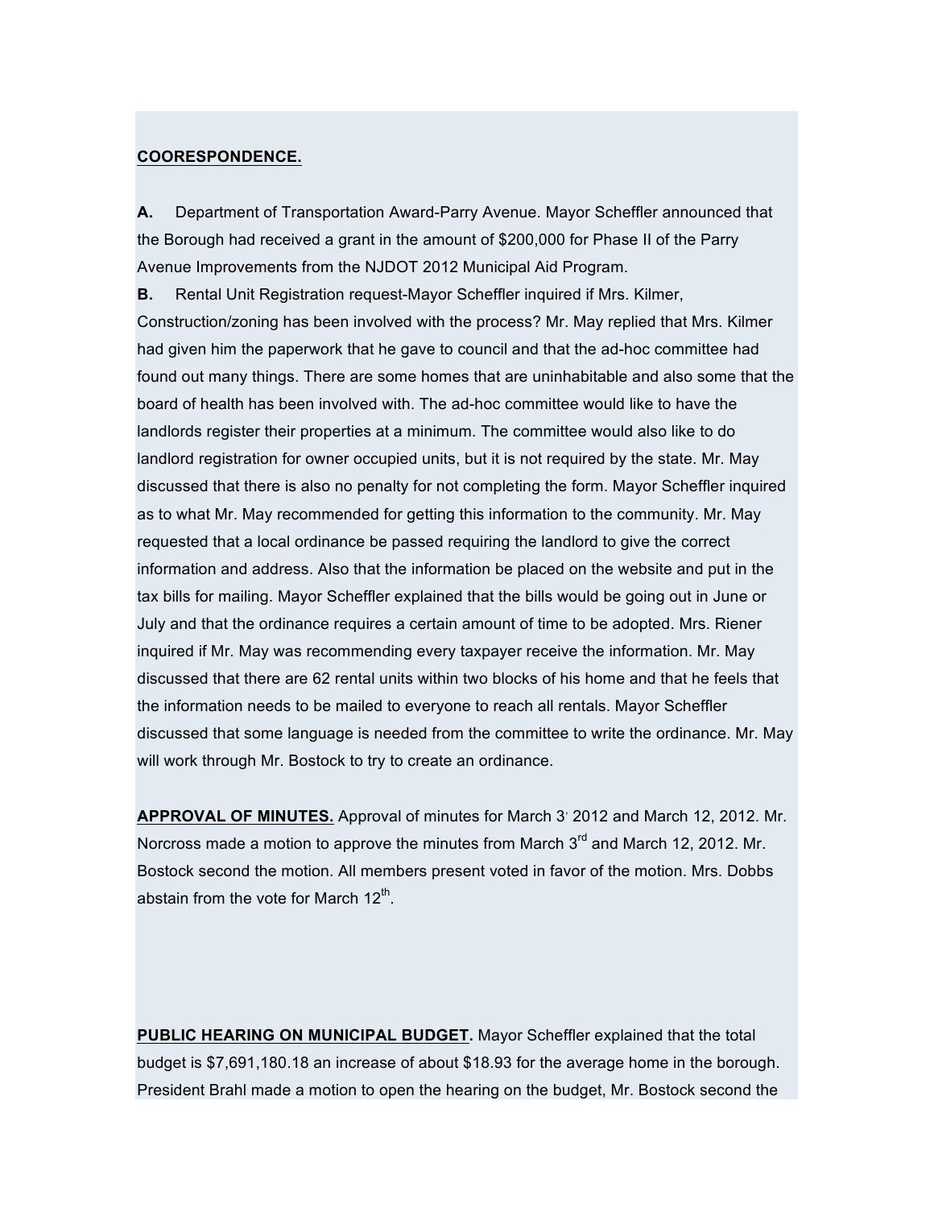**COORESPONDENCE.**

**A.** Department of Transportation Award-Parry Avenue. Mayor Scheffler announced that the Borough had received a grant in the amount of $200,000 for Phase II of the Parry Avenue Improvements from the NJDOT 2012 Municipal Aid Program.

**B.** Rental Unit Registration request-Mayor Scheffler inquired if Mrs. Kilmer, Construction/zoning has been involved with the process? Mr. May replied that Mrs. Kilmer had given him the paperwork that he gave to council and that the ad-hoc committee had found out many things. There are some homes that are uninhabitable and also some that the board of health has been involved with. The ad-hoc committee would like to have the landlords register their properties at a minimum. The committee would also like to do landlord registration for owner occupied units, but it is not required by the state. Mr. May discussed that there is also no penalty for not completing the form. Mayor Scheffler inquired as to what Mr. May recommended for getting this information to the community. Mr. May requested that a local ordinance be passed requiring the landlord to give the correct information and address. Also that the information be placed on the website and put in the tax bills for mailing. Mayor Scheffler explained that the bills would be going out in June or July and that the ordinance requires a certain amount of time to be adopted. Mrs. Riener inquired if Mr. May was recommending every taxpayer receive the information. Mr. May discussed that there are 62 rental units within two blocks of his home and that he feels that the information needs to be mailed to everyone to reach all rentals. Mayor Scheffler discussed that some language is needed from the committee to write the ordinance. Mr. May will work through Mr. Bostock to try to create an ordinance.

**APPROVAL OF MINUTES.** Approval of minutes for March 3, 2012 and March 12, 2012. Mr. Norcross made a motion to approve the minutes from March 3rd and March 12, 2012. Mr. Bostock second the motion. All members present voted in favor of the motion. Mrs. Dobbs abstain from the vote for March 12th.

**PUBLIC HEARING ON MUNICIPAL BUDGET.** Mayor Scheffler explained that the total budget is $7,691,180.18 an increase of about $18.93 for the average home in the borough. President Brahl made a motion to open the hearing on the budget, Mr. Bostock second the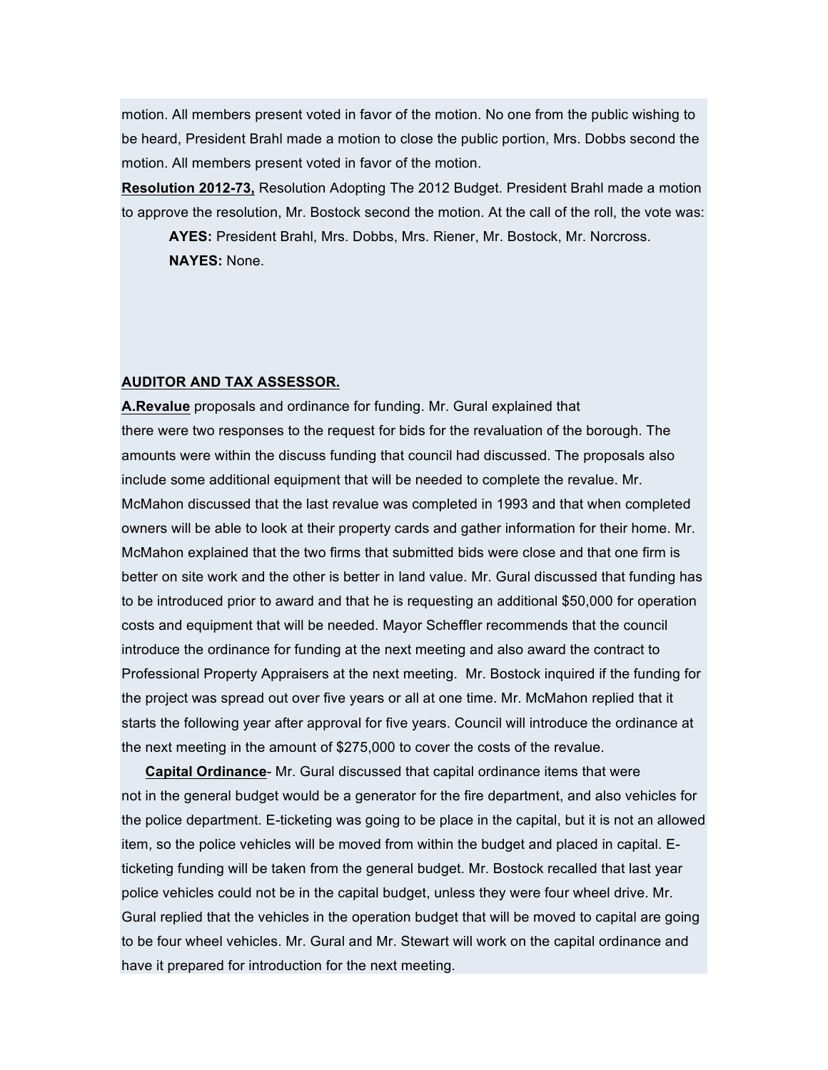motion. All members present voted in favor of the motion. No one from the public wishing to be heard, President Brahl made a motion to close the public portion, Mrs. Dobbs second the motion. All members present voted in favor of the motion.

**Resolution 2012-73,** Resolution Adopting The 2012 Budget. President Brahl made a motion to approve the resolution, Mr. Bostock second the motion. At the call of the roll, the vote was:

> **AYES:** President Brahl, Mrs. Dobbs, Mrs. Riener, Mr. Bostock, Mr. Norcross.
>
> **NAYES:** None.

**AUDITOR AND TAX ASSESSOR.**

**A.Revalue** proposals and ordinance for funding. Mr. Gural explained that there were two responses to the request for bids for the revaluation of the borough. The amounts were within the discuss funding that council had discussed. The proposals also include some additional equipment that will be needed to complete the revalue. Mr. McMahon discussed that the last revalue was completed in 1993 and that when completed owners will be able to look at their property cards and gather information for their home. Mr. McMahon explained that the two firms that submitted bids were close and that one firm is better on site work and the other is better in land value. Mr. Gural discussed that funding has to be introduced prior to award and that he is requesting an additional $50,000 for operation costs and equipment that will be needed. Mayor Scheffler recommends that the council introduce the ordinance for funding at the next meeting and also award the contract to Professional Property Appraisers at the next meeting. Mr. Bostock inquired if the funding for the project was spread out over five years or all at one time. Mr. McMahon replied that it starts the following year after approval for five years. Council will introduce the ordinance at the next meeting in the amount of $275,000 to cover the costs of the revalue.

**Capital Ordinance**- Mr. Gural discussed that capital ordinance items that were not in the general budget would be a generator for the fire department, and also vehicles for the police department. E-ticketing was going to be place in the capital, but it is not an allowed item, so the police vehicles will be moved from within the budget and placed in capital. E-ticketing funding will be taken from the general budget. Mr. Bostock recalled that last year police vehicles could not be in the capital budget, unless they were four wheel drive. Mr. Gural replied that the vehicles in the operation budget that will be moved to capital are going to be four wheel vehicles. Mr. Gural and Mr. Stewart will work on the capital ordinance and have it prepared for introduction for the next meeting.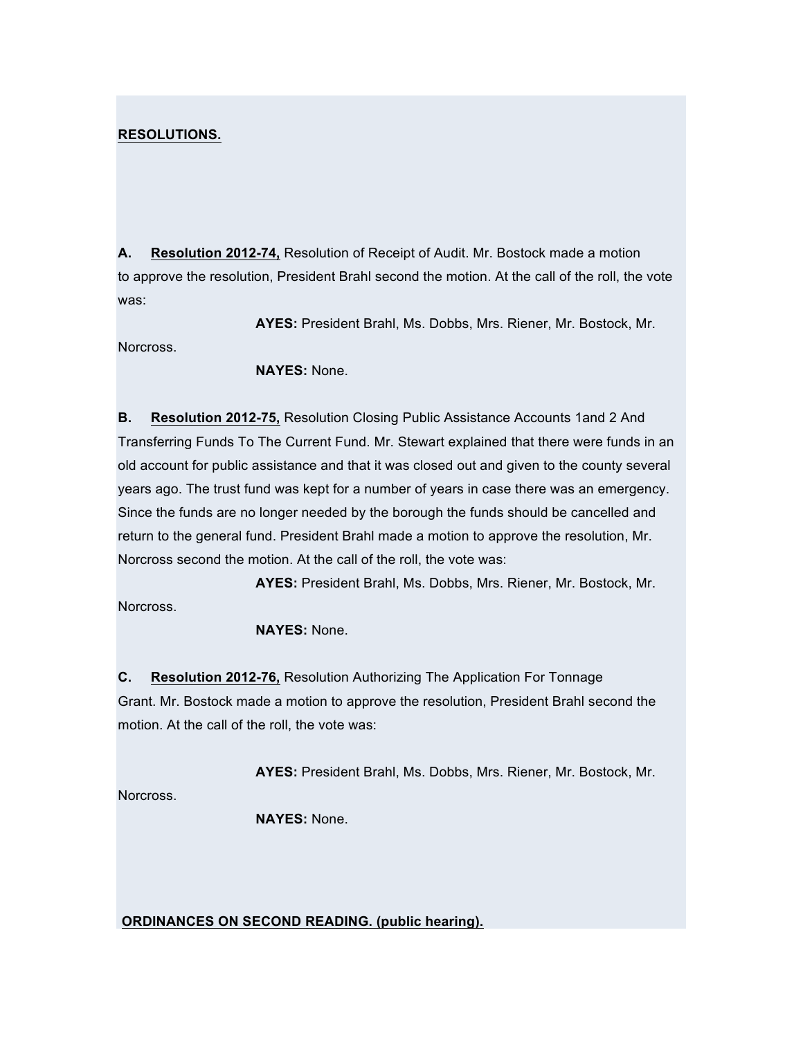**RESOLUTIONS.**

**A. Resolution 2012-74,** Resolution of Receipt of Audit. Mr. Bostock made a motion to approve the resolution, President Brahl second the motion. At the call of the roll, the vote was:

**AYES:** President Brahl, Ms. Dobbs, Mrs. Riener, Mr. Bostock, Mr. Norcross.

**NAYES:** None.

**B. Resolution 2012-75,** Resolution Closing Public Assistance Accounts 1and 2 And Transferring Funds To The Current Fund. Mr. Stewart explained that there were funds in an old account for public assistance and that it was closed out and given to the county several years ago. The trust fund was kept for a number of years in case there was an emergency. Since the funds are no longer needed by the borough the funds should be cancelled and return to the general fund. President Brahl made a motion to approve the resolution, Mr. Norcross second the motion. At the call of the roll, the vote was:

**AYES:** President Brahl, Ms. Dobbs, Mrs. Riener, Mr. Bostock, Mr. Norcross.

**NAYES:** None.

**C. Resolution 2012-76,** Resolution Authorizing The Application For Tonnage Grant. Mr. Bostock made a motion to approve the resolution, President Brahl second the motion. At the call of the roll, the vote was:

**AYES:** President Brahl, Ms. Dobbs, Mrs. Riener, Mr. Bostock, Mr. Norcross.

**NAYES:** None.

**ORDINANCES ON SECOND READING. (public hearing).**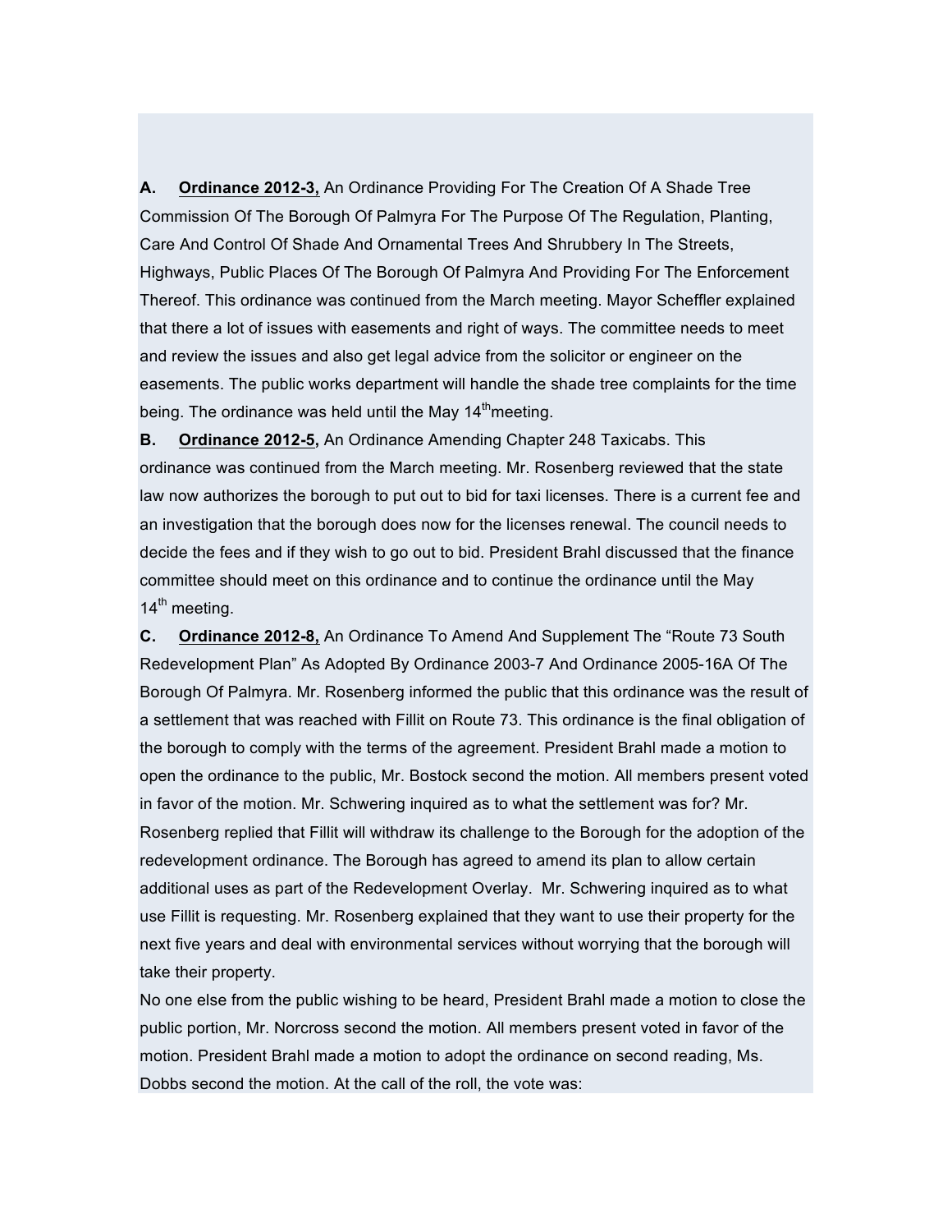**A.** **Ordinance 2012-3,** An Ordinance Providing For The Creation Of A Shade Tree Commission Of The Borough Of Palmyra For The Purpose Of The Regulation, Planting, Care And Control Of Shade And Ornamental Trees And Shrubbery In The Streets, Highways, Public Places Of The Borough Of Palmyra And Providing For The Enforcement Thereof. This ordinance was continued from the March meeting. Mayor Scheffler explained that there a lot of issues with easements and right of ways. The committee needs to meet and review the issues and also get legal advice from the solicitor or engineer on the easements. The public works department will handle the shade tree complaints for the time being. The ordinance was held until the May 14th meeting.

**B.** **Ordinance 2012-5,** An Ordinance Amending Chapter 248 Taxicabs. This ordinance was continued from the March meeting. Mr. Rosenberg reviewed that the state law now authorizes the borough to put out to bid for taxi licenses. There is a current fee and an investigation that the borough does now for the licenses renewal. The council needs to decide the fees and if they wish to go out to bid. President Brahl discussed that the finance committee should meet on this ordinance and to continue the ordinance until the May 14th meeting.

**C.** **Ordinance 2012-8,** An Ordinance To Amend And Supplement The "Route 73 South Redevelopment Plan" As Adopted By Ordinance 2003-7 And Ordinance 2005-16A Of The Borough Of Palmyra. Mr. Rosenberg informed the public that this ordinance was the result of a settlement that was reached with Fillit on Route 73. This ordinance is the final obligation of the borough to comply with the terms of the agreement. President Brahl made a motion to open the ordinance to the public, Mr. Bostock second the motion. All members present voted in favor of the motion. Mr. Schwering inquired as to what the settlement was for? Mr. Rosenberg replied that Fillit will withdraw its challenge to the Borough for the adoption of the redevelopment ordinance. The Borough has agreed to amend its plan to allow certain additional uses as part of the Redevelopment Overlay. Mr. Schwering inquired as to what use Fillit is requesting. Mr. Rosenberg explained that they want to use their property for the next five years and deal with environmental services without worrying that the borough will take their property.

No one else from the public wishing to be heard, President Brahl made a motion to close the public portion, Mr. Norcross second the motion. All members present voted in favor of the motion. President Brahl made a motion to adopt the ordinance on second reading, Ms. Dobbs second the motion. At the call of the roll, the vote was: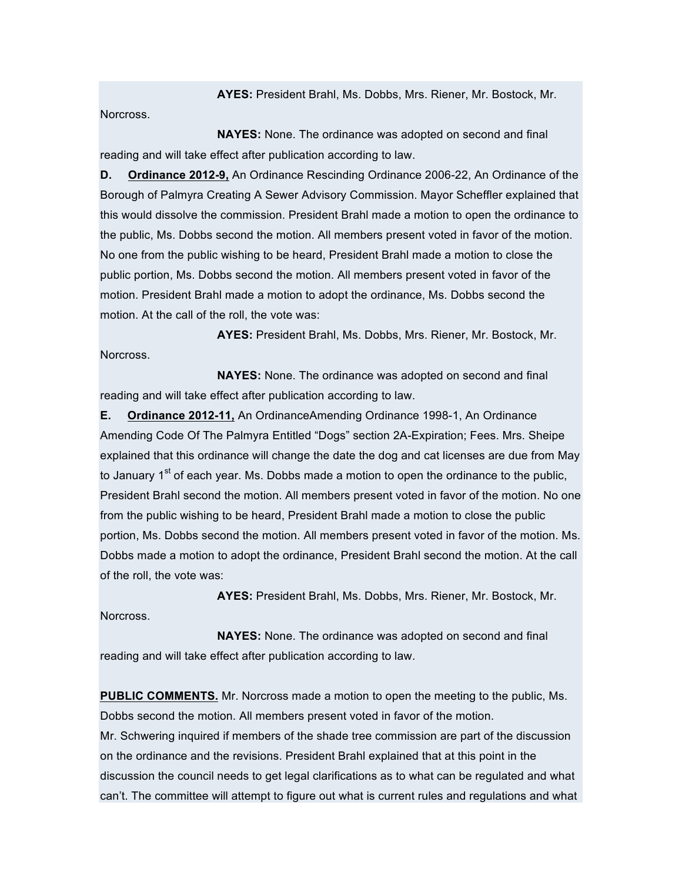**AYES:** President Brahl, Ms. Dobbs, Mrs. Riener, Mr. Bostock, Mr. Norcross.

**NAYES:** None. The ordinance was adopted on second and final reading and will take effect after publication according to law.

**D. Ordinance 2012-9,** An Ordinance Rescinding Ordinance 2006-22, An Ordinance of the Borough of Palmyra Creating A Sewer Advisory Commission. Mayor Scheffler explained that this would dissolve the commission. President Brahl made a motion to open the ordinance to the public, Ms. Dobbs second the motion. All members present voted in favor of the motion. No one from the public wishing to be heard, President Brahl made a motion to close the public portion, Ms. Dobbs second the motion. All members present voted in favor of the motion. President Brahl made a motion to adopt the ordinance, Ms. Dobbs second the motion. At the call of the roll, the vote was:

**AYES:** President Brahl, Ms. Dobbs, Mrs. Riener, Mr. Bostock, Mr. Norcross.

**NAYES:** None. The ordinance was adopted on second and final reading and will take effect after publication according to law.

**E. Ordinance 2012-11,** An OrdinanceAmending Ordinance 1998-1, An Ordinance Amending Code Of The Palmyra Entitled "Dogs" section 2A-Expiration; Fees. Mrs. Sheipe explained that this ordinance will change the date the dog and cat licenses are due from May to January 1st of each year. Ms. Dobbs made a motion to open the ordinance to the public, President Brahl second the motion. All members present voted in favor of the motion. No one from the public wishing to be heard, President Brahl made a motion to close the public portion, Ms. Dobbs second the motion. All members present voted in favor of the motion. Ms. Dobbs made a motion to adopt the ordinance, President Brahl second the motion. At the call of the roll, the vote was:

**AYES:** President Brahl, Ms. Dobbs, Mrs. Riener, Mr. Bostock, Mr. Norcross.

**NAYES:** None. The ordinance was adopted on second and final reading and will take effect after publication according to law.

**PUBLIC COMMENTS.** Mr. Norcross made a motion to open the meeting to the public, Ms. Dobbs second the motion. All members present voted in favor of the motion.

Mr. Schwering inquired if members of the shade tree commission are part of the discussion on the ordinance and the revisions. President Brahl explained that at this point in the discussion the council needs to get legal clarifications as to what can be regulated and what can't. The committee will attempt to figure out what is current rules and regulations and what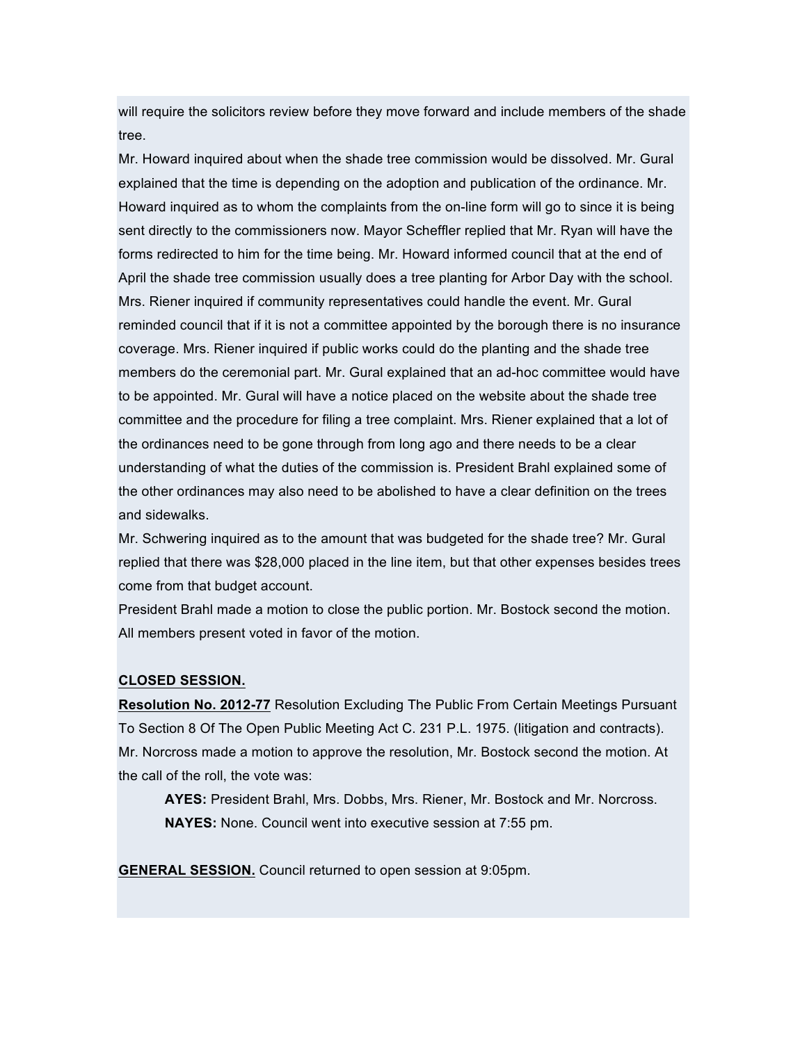will require the solicitors review before they move forward and include members of the shade tree.

Mr. Howard inquired about when the shade tree commission would be dissolved. Mr. Gural explained that the time is depending on the adoption and publication of the ordinance. Mr. Howard inquired as to whom the complaints from the on-line form will go to since it is being sent directly to the commissioners now. Mayor Scheffler replied that Mr. Ryan will have the forms redirected to him for the time being. Mr. Howard informed council that at the end of April the shade tree commission usually does a tree planting for Arbor Day with the school. Mrs. Riener inquired if community representatives could handle the event. Mr. Gural reminded council that if it is not a committee appointed by the borough there is no insurance coverage. Mrs. Riener inquired if public works could do the planting and the shade tree members do the ceremonial part. Mr. Gural explained that an ad-hoc committee would have to be appointed. Mr. Gural will have a notice placed on the website about the shade tree committee and the procedure for filing a tree complaint. Mrs. Riener explained that a lot of the ordinances need to be gone through from long ago and there needs to be a clear understanding of what the duties of the commission is. President Brahl explained some of the other ordinances may also need to be abolished to have a clear definition on the trees and sidewalks.

Mr. Schwering inquired as to the amount that was budgeted for the shade tree? Mr. Gural replied that there was $28,000 placed in the line item, but that other expenses besides trees come from that budget account.

President Brahl made a motion to close the public portion. Mr. Bostock second the motion. All members present voted in favor of the motion.

**CLOSED SESSION.**

**Resolution No. 2012-77** Resolution Excluding The Public From Certain Meetings Pursuant To Section 8 Of The Open Public Meeting Act C. 231 P.L. 1975. (litigation and contracts). Mr. Norcross made a motion to approve the resolution, Mr. Bostock second the motion. At the call of the roll, the vote was:

> **AYES:** President Brahl, Mrs. Dobbs, Mrs. Riener, Mr. Bostock and Mr. Norcross.
> **NAYES:** None. Council went into executive session at 7:55 pm.

**GENERAL SESSION.** Council returned to open session at 9:05pm.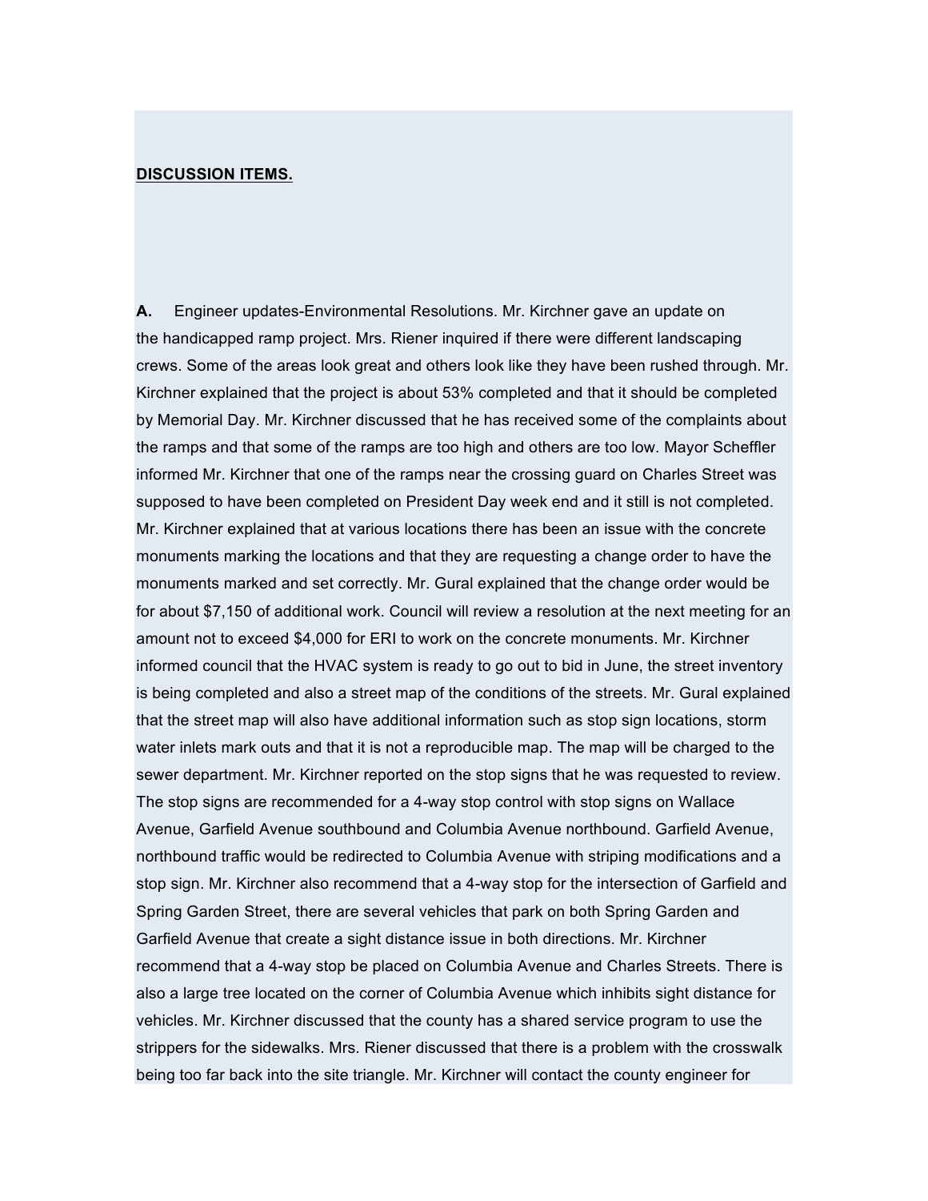**DISCUSSION ITEMS.**

**A.** Engineer updates-Environmental Resolutions. Mr. Kirchner gave an update on the handicapped ramp project. Mrs. Riener inquired if there were different landscaping crews. Some of the areas look great and others look like they have been rushed through. Mr. Kirchner explained that the project is about 53% completed and that it should be completed by Memorial Day. Mr. Kirchner discussed that he has received some of the complaints about the ramps and that some of the ramps are too high and others are too low. Mayor Scheffler informed Mr. Kirchner that one of the ramps near the crossing guard on Charles Street was supposed to have been completed on President Day week end and it still is not completed. Mr. Kirchner explained that at various locations there has been an issue with the concrete monuments marking the locations and that they are requesting a change order to have the monuments marked and set correctly. Mr. Gural explained that the change order would be for about $7,150 of additional work. Council will review a resolution at the next meeting for an amount not to exceed $4,000 for ERI to work on the concrete monuments. Mr. Kirchner informed council that the HVAC system is ready to go out to bid in June, the street inventory is being completed and also a street map of the conditions of the streets. Mr. Gural explained that the street map will also have additional information such as stop sign locations, storm water inlets mark outs and that it is not a reproducible map. The map will be charged to the sewer department. Mr. Kirchner reported on the stop signs that he was requested to review. The stop signs are recommended for a 4-way stop control with stop signs on Wallace Avenue, Garfield Avenue southbound and Columbia Avenue northbound. Garfield Avenue, northbound traffic would be redirected to Columbia Avenue with striping modifications and a stop sign. Mr. Kirchner also recommend that a 4-way stop for the intersection of Garfield and Spring Garden Street, there are several vehicles that park on both Spring Garden and Garfield Avenue that create a sight distance issue in both directions. Mr. Kirchner recommend that a 4-way stop be placed on Columbia Avenue and Charles Streets. There is also a large tree located on the corner of Columbia Avenue which inhibits sight distance for vehicles. Mr. Kirchner discussed that the county has a shared service program to use the strippers for the sidewalks. Mrs. Riener discussed that there is a problem with the crosswalk being too far back into the site triangle. Mr. Kirchner will contact the county engineer for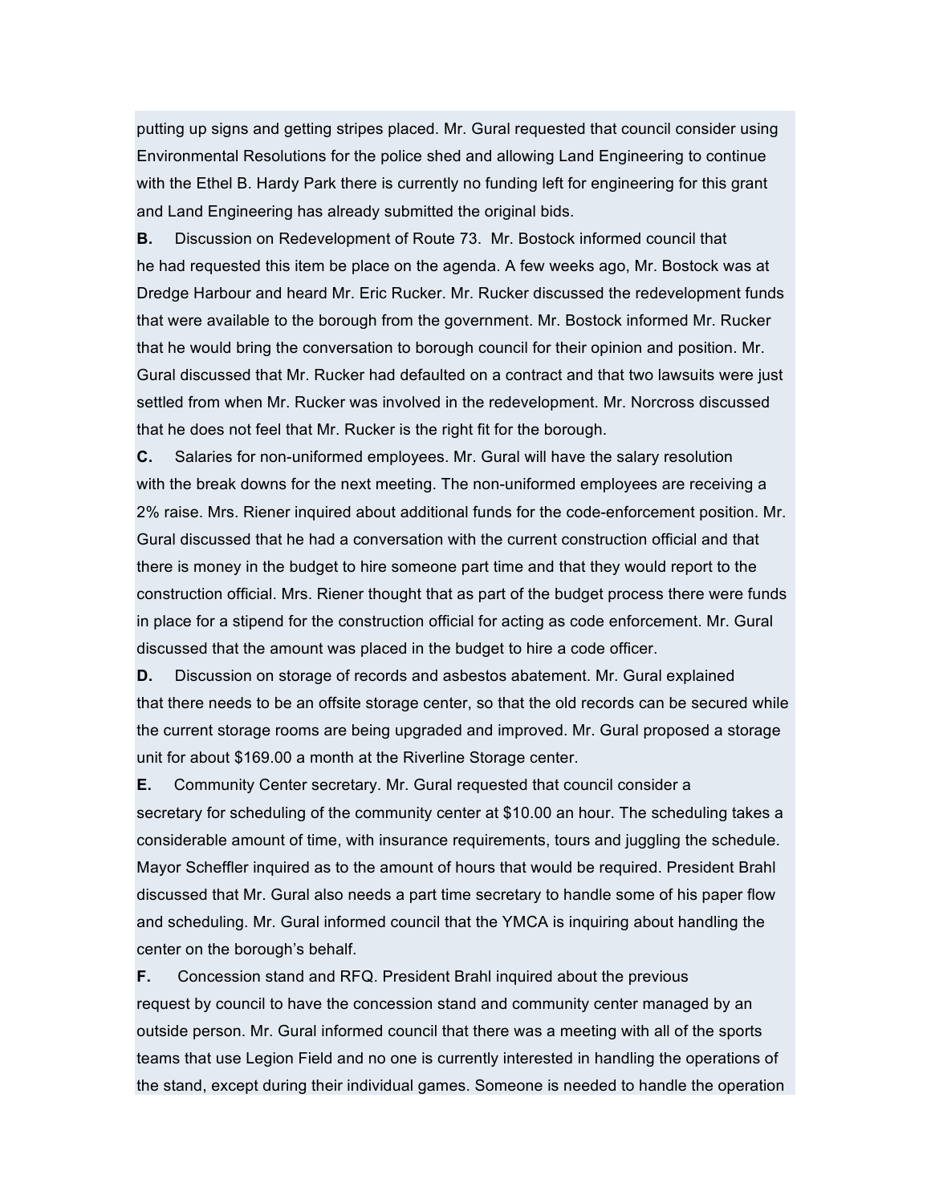putting up signs and getting stripes placed. Mr. Gural requested that council consider using Environmental Resolutions for the police shed and allowing Land Engineering to continue with the Ethel B. Hardy Park there is currently no funding left for engineering for this grant and Land Engineering has already submitted the original bids.

**B.** Discussion on Redevelopment of Route 73. Mr. Bostock informed council that he had requested this item be place on the agenda. A few weeks ago, Mr. Bostock was at Dredge Harbour and heard Mr. Eric Rucker. Mr. Rucker discussed the redevelopment funds that were available to the borough from the government. Mr. Bostock informed Mr. Rucker that he would bring the conversation to borough council for their opinion and position. Mr. Gural discussed that Mr. Rucker had defaulted on a contract and that two lawsuits were just settled from when Mr. Rucker was involved in the redevelopment. Mr. Norcross discussed that he does not feel that Mr. Rucker is the right fit for the borough.

**C.** Salaries for non-uniformed employees. Mr. Gural will have the salary resolution with the break downs for the next meeting. The non-uniformed employees are receiving a 2% raise. Mrs. Riener inquired about additional funds for the code-enforcement position. Mr. Gural discussed that he had a conversation with the current construction official and that there is money in the budget to hire someone part time and that they would report to the construction official. Mrs. Riener thought that as part of the budget process there were funds in place for a stipend for the construction official for acting as code enforcement. Mr. Gural discussed that the amount was placed in the budget to hire a code officer.

**D.** Discussion on storage of records and asbestos abatement. Mr. Gural explained that there needs to be an offsite storage center, so that the old records can be secured while the current storage rooms are being upgraded and improved. Mr. Gural proposed a storage unit for about $169.00 a month at the Riverline Storage center.

**E.** Community Center secretary. Mr. Gural requested that council consider a secretary for scheduling of the community center at $10.00 an hour. The scheduling takes a considerable amount of time, with insurance requirements, tours and juggling the schedule. Mayor Scheffler inquired as to the amount of hours that would be required. President Brahl discussed that Mr. Gural also needs a part time secretary to handle some of his paper flow and scheduling. Mr. Gural informed council that the YMCA is inquiring about handling the center on the borough's behalf.

**F.** Concession stand and RFQ. President Brahl inquired about the previous request by council to have the concession stand and community center managed by an outside person. Mr. Gural informed council that there was a meeting with all of the sports teams that use Legion Field and no one is currently interested in handling the operations of the stand, except during their individual games. Someone is needed to handle the operation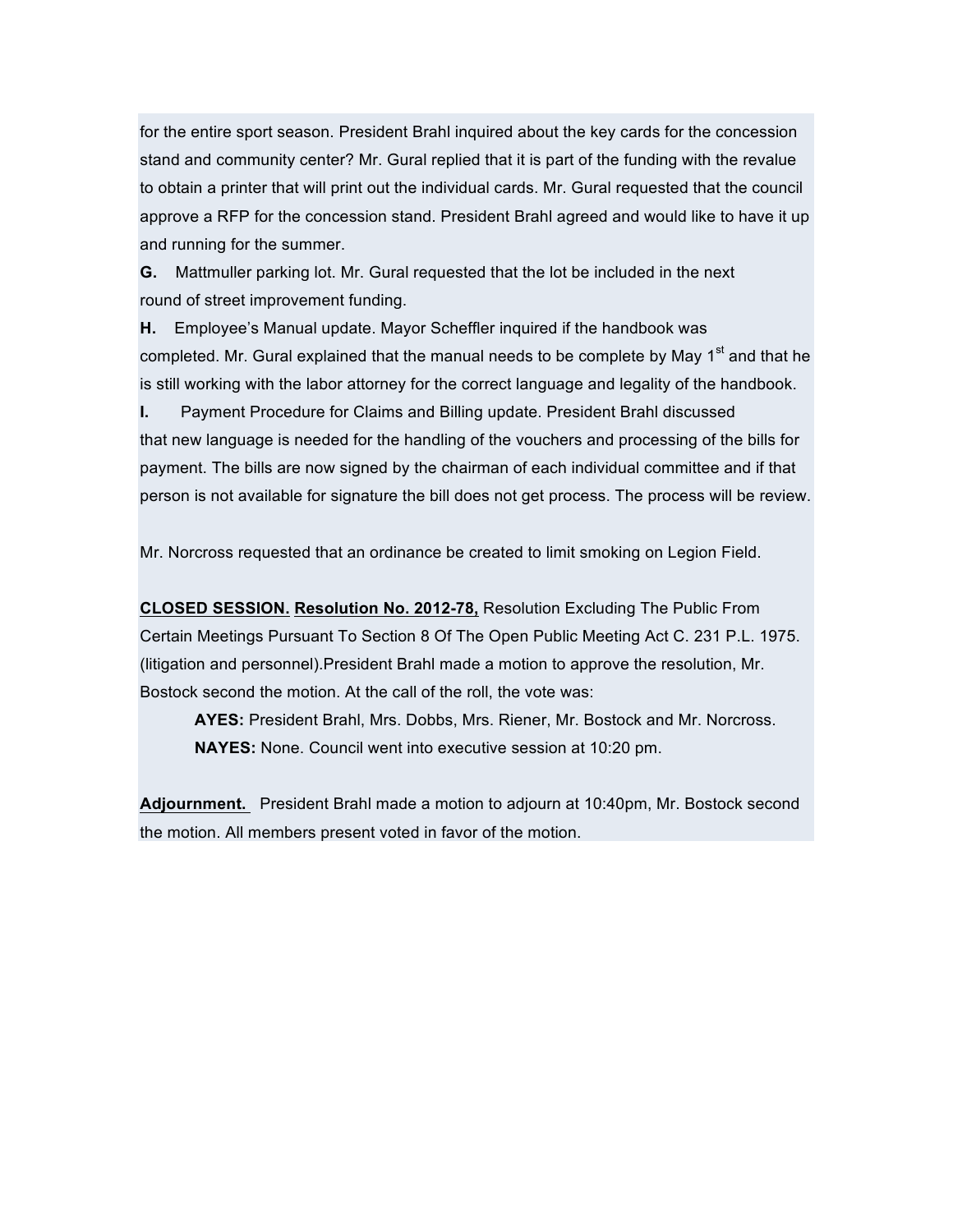for the entire sport season. President Brahl inquired about the key cards for the concession stand and community center? Mr. Gural replied that it is part of the funding with the revalue to obtain a printer that will print out the individual cards. Mr. Gural requested that the council approve a RFP for the concession stand. President Brahl agreed and would like to have it up and running for the summer.

**G.** Mattmuller parking lot. Mr. Gural requested that the lot be included in the next round of street improvement funding.

**H.** Employee's Manual update. Mayor Scheffler inquired if the handbook was completed. Mr. Gural explained that the manual needs to be complete by May 1st and that he is still working with the labor attorney for the correct language and legality of the handbook.

**I.** Payment Procedure for Claims and Billing update. President Brahl discussed that new language is needed for the handling of the vouchers and processing of the bills for payment. The bills are now signed by the chairman of each individual committee and if that person is not available for signature the bill does not get process. The process will be review.

Mr. Norcross requested that an ordinance be created to limit smoking on Legion Field.

**<u>CLOSED SESSION.</u>** **<u>Resolution No. 2012-78,</u>** Resolution Excluding The Public From Certain Meetings Pursuant To Section 8 Of The Open Public Meeting Act C. 231 P.L. 1975. (litigation and personnel).President Brahl made a motion to approve the resolution, Mr. Bostock second the motion. At the call of the roll, the vote was:

> **AYES:** President Brahl, Mrs. Dobbs, Mrs. Riener, Mr. Bostock and Mr. Norcross.
> **NAYES:** None. Council went into executive session at 10:20 pm.

**<u>Adjournment.</u>** President Brahl made a motion to adjourn at 10:40pm, Mr. Bostock second the motion. All members present voted in favor of the motion.